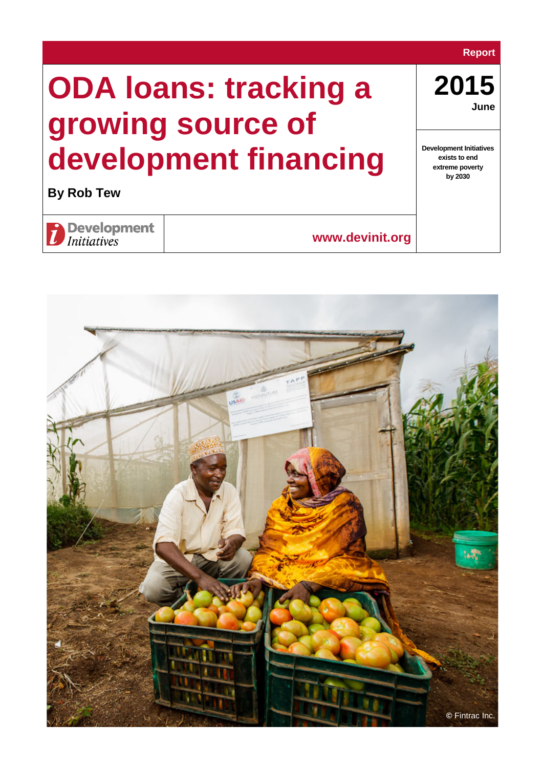Report

# ODA loans: tracking a growing source of development financing

**2015**
**June**

**By Rob Tew**

Development Initiatives exists to end extreme poverty by 2030

Development Initiatives

www.devinit.org

© Fintrac Inc.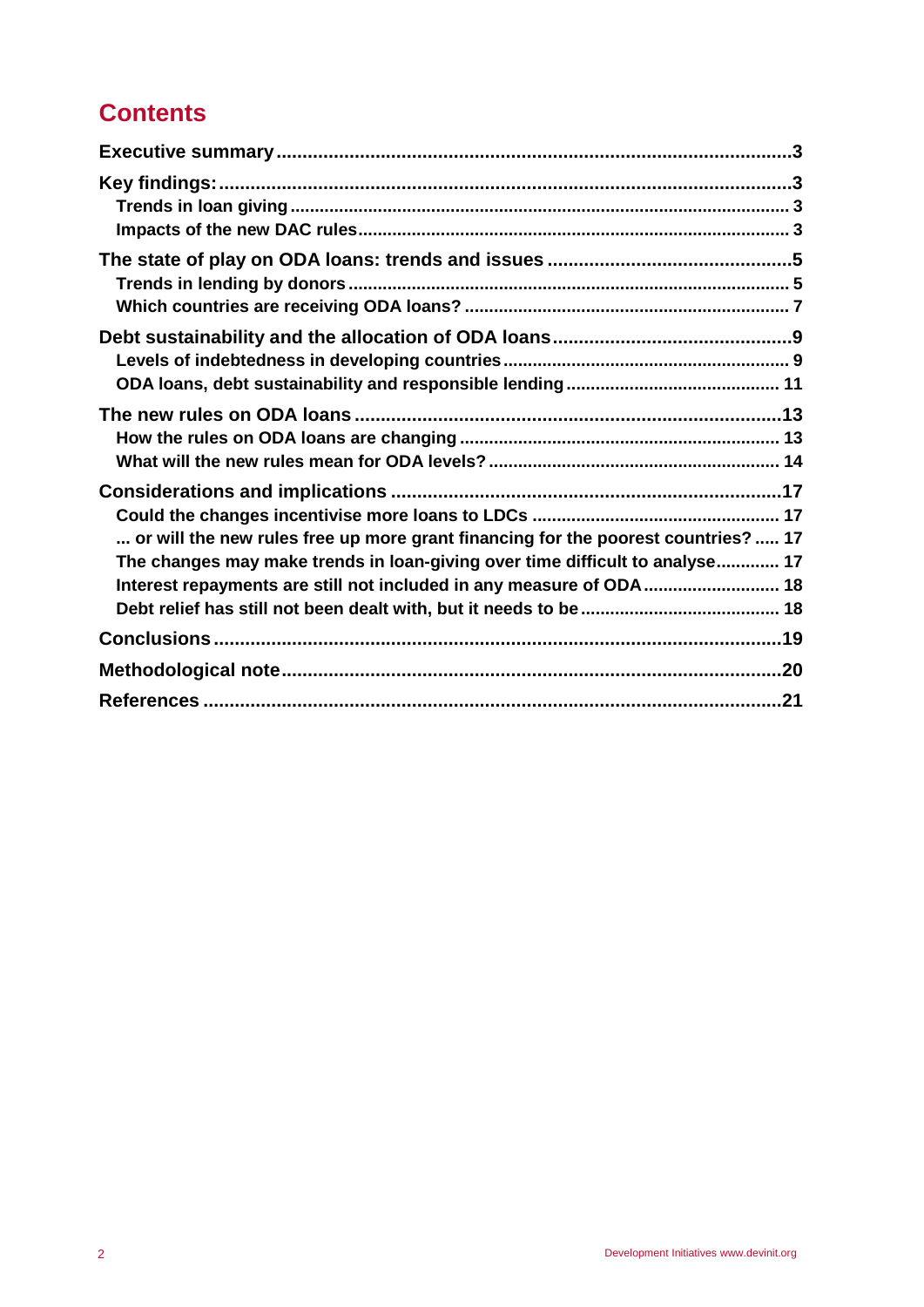## Contents

**Executive summary** ... 3

**Key findings:** ... 3
- Trends in loan giving ... 3
- Impacts of the new DAC rules ... 3

**The state of play on ODA loans: trends and issues** ... 5
- Trends in lending by donors ... 5
- Which countries are receiving ODA loans? ... 7

**Debt sustainability and the allocation of ODA loans** ... 9
- Levels of indebtedness in developing countries ... 9
- ODA loans, debt sustainability and responsible lending ... 11

**The new rules on ODA loans** ... 13
- How the rules on ODA loans are changing ... 13
- What will the new rules mean for ODA levels? ... 14

**Considerations and implications** ... 17
- Could the changes incentivise more loans to LDCs ... 17
- ... or will the new rules free up more grant financing for the poorest countries? ... 17
- The changes may make trends in loan-giving over time difficult to analyse ... 17
- Interest repayments are still not included in any measure of ODA ... 18
- Debt relief has still not been dealt with, but it needs to be ... 18

**Conclusions** ... 19

**Methodological note** ... 20

**References** ... 21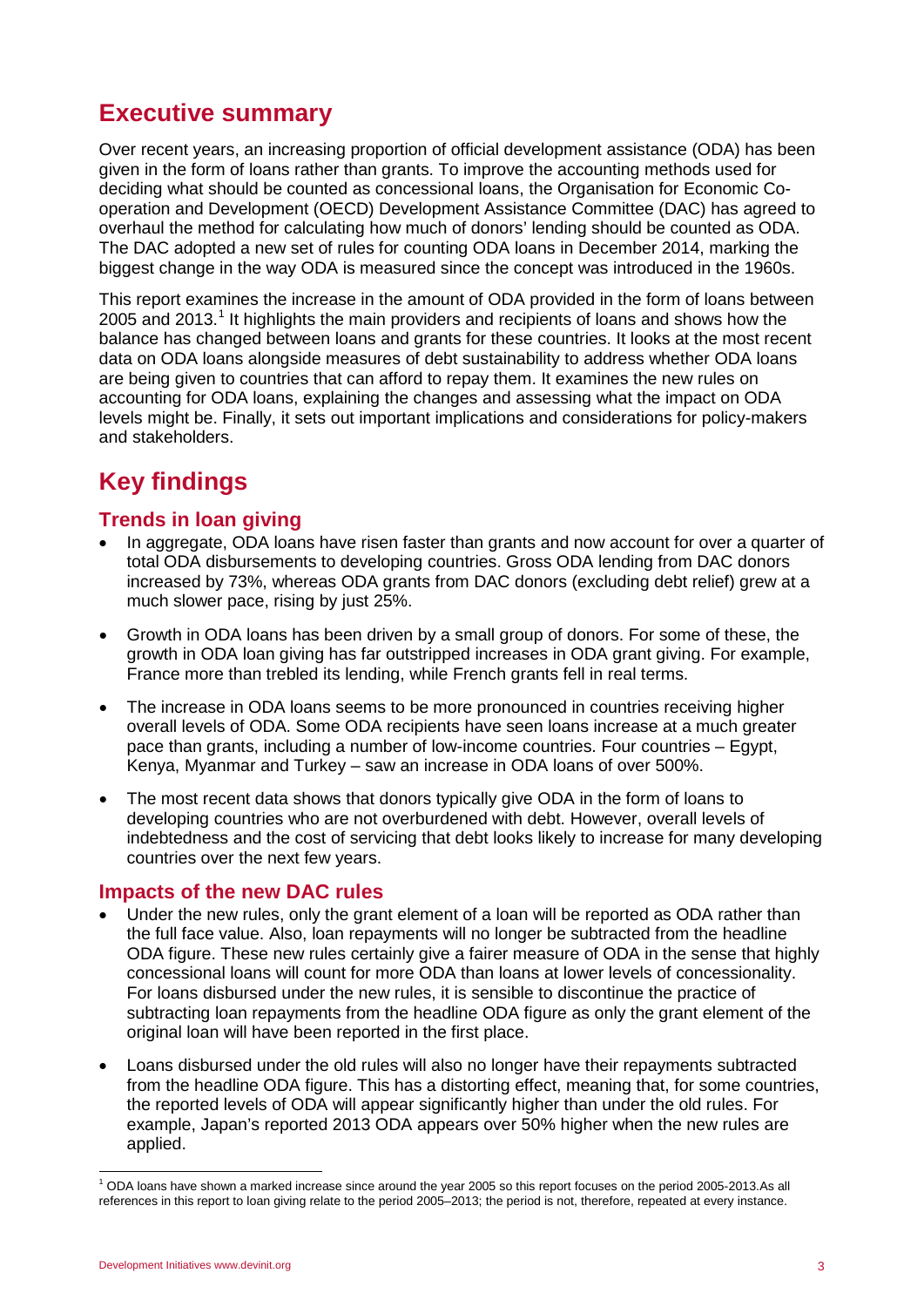## Executive summary

Over recent years, an increasing proportion of official development assistance (ODA) has been given in the form of loans rather than grants. To improve the accounting methods used for deciding what should be counted as concessional loans, the Organisation for Economic Co-operation and Development (OECD) Development Assistance Committee (DAC) has agreed to overhaul the method for calculating how much of donors' lending should be counted as ODA. The DAC adopted a new set of rules for counting ODA loans in December 2014, marking the biggest change in the way ODA is measured since the concept was introduced in the 1960s.

This report examines the increase in the amount of ODA provided in the form of loans between 2005 and 2013.[1] It highlights the main providers and recipients of loans and shows how the balance has changed between loans and grants for these countries. It looks at the most recent data on ODA loans alongside measures of debt sustainability to address whether ODA loans are being given to countries that can afford to repay them. It examines the new rules on accounting for ODA loans, explaining the changes and assessing what the impact on ODA levels might be. Finally, it sets out important implications and considerations for policy-makers and stakeholders.

## Key findings

### Trends in loan giving

- In aggregate, ODA loans have risen faster than grants and now account for over a quarter of total ODA disbursements to developing countries. Gross ODA lending from DAC donors increased by 73%, whereas ODA grants from DAC donors (excluding debt relief) grew at a much slower pace, rising by just 25%.
- Growth in ODA loans has been driven by a small group of donors. For some of these, the growth in ODA loan giving has far outstripped increases in ODA grant giving. For example, France more than trebled its lending, while French grants fell in real terms.
- The increase in ODA loans seems to be more pronounced in countries receiving higher overall levels of ODA. Some ODA recipients have seen loans increase at a much greater pace than grants, including a number of low-income countries. Four countries – Egypt, Kenya, Myanmar and Turkey – saw an increase in ODA loans of over 500%.
- The most recent data shows that donors typically give ODA in the form of loans to developing countries who are not overburdened with debt. However, overall levels of indebtedness and the cost of servicing that debt looks likely to increase for many developing countries over the next few years.

### Impacts of the new DAC rules

- Under the new rules, only the grant element of a loan will be reported as ODA rather than the full face value. Also, loan repayments will no longer be subtracted from the headline ODA figure. These new rules certainly give a fairer measure of ODA in the sense that highly concessional loans will count for more ODA than loans at lower levels of concessionality. For loans disbursed under the new rules, it is sensible to discontinue the practice of subtracting loan repayments from the headline ODA figure as only the grant element of the original loan will have been reported in the first place.
- Loans disbursed under the old rules will also no longer have their repayments subtracted from the headline ODA figure. This has a distorting effect, meaning that, for some countries, the reported levels of ODA will appear significantly higher than under the old rules. For example, Japan's reported 2013 ODA appears over 50% higher when the new rules are applied.

[1] ODA loans have shown a marked increase since around the year 2005 so this report focuses on the period 2005-2013.As all references in this report to loan giving relate to the period 2005–2013; the period is not, therefore, repeated at every instance.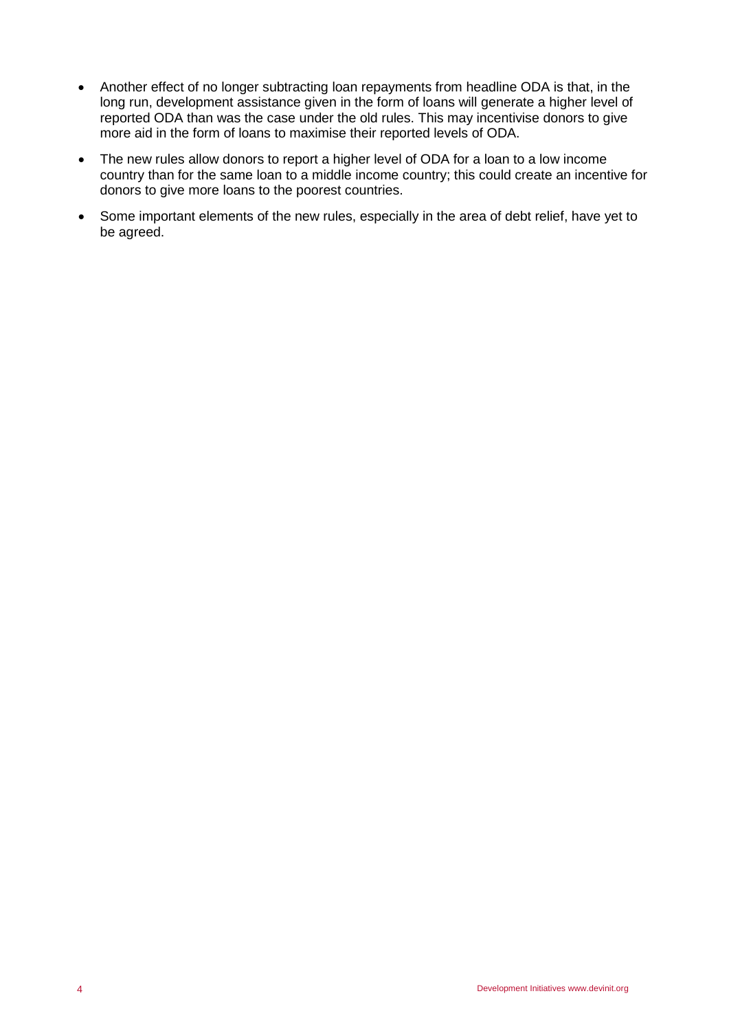- Another effect of no longer subtracting loan repayments from headline ODA is that, in the long run, development assistance given in the form of loans will generate a higher level of reported ODA than was the case under the old rules. This may incentivise donors to give more aid in the form of loans to maximise their reported levels of ODA.
- The new rules allow donors to report a higher level of ODA for a loan to a low income country than for the same loan to a middle income country; this could create an incentive for donors to give more loans to the poorest countries.
- Some important elements of the new rules, especially in the area of debt relief, have yet to be agreed.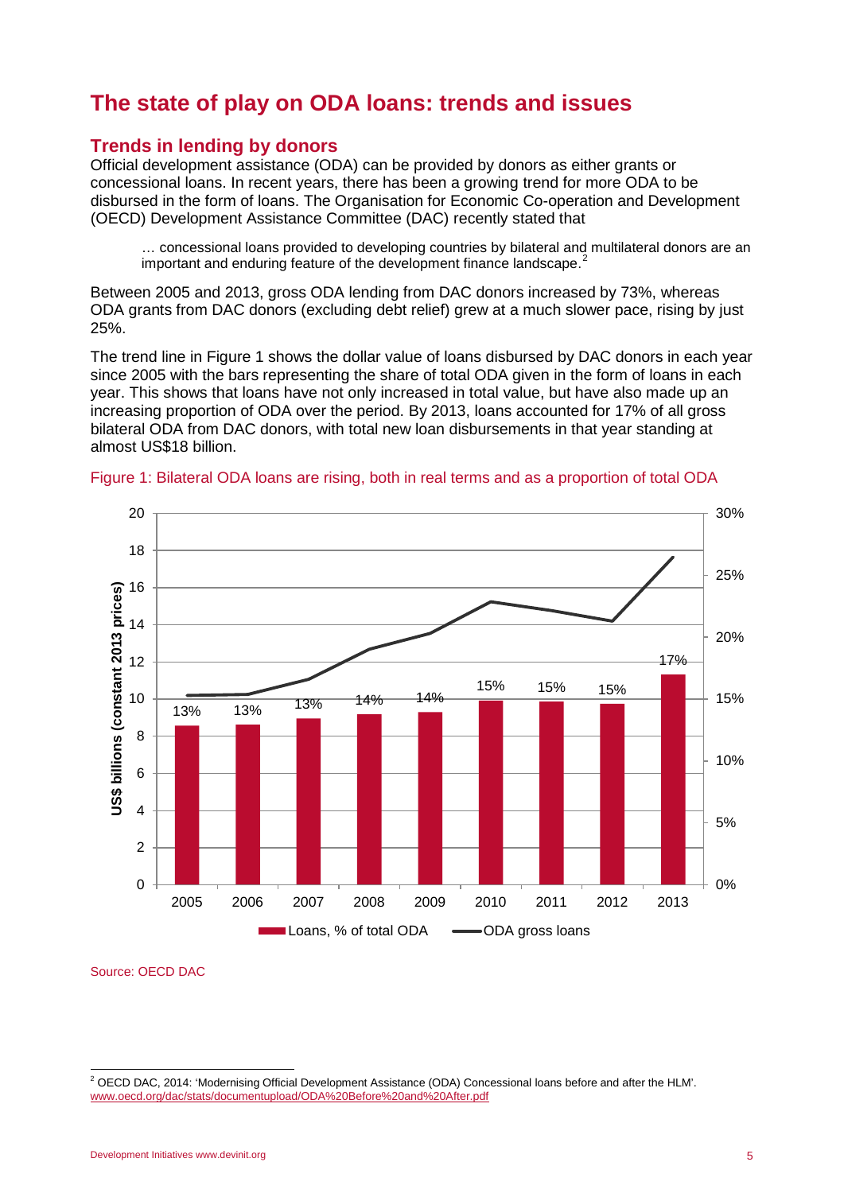# The state of play on ODA loans: trends and issues

## Trends in lending by donors

Official development assistance (ODA) can be provided by donors as either grants or concessional loans. In recent years, there has been a growing trend for more ODA to be disbursed in the form of loans. The Organisation for Economic Co-operation and Development (OECD) Development Assistance Committee (DAC) recently stated that

> … concessional loans provided to developing countries by bilateral and multilateral donors are an important and enduring feature of the development finance landscape.[2]

Between 2005 and 2013, gross ODA lending from DAC donors increased by 73%, whereas ODA grants from DAC donors (excluding debt relief) grew at a much slower pace, rising by just 25%.

The trend line in Figure 1 shows the dollar value of loans disbursed by DAC donors in each year since 2005 with the bars representing the share of total ODA given in the form of loans in each year. This shows that loans have not only increased in total value, but have also made up an increasing proportion of ODA over the period. By 2013, loans accounted for 17% of all gross bilateral ODA from DAC donors, with total new loan disbursements in that year standing at almost US$18 billion.

Figure 1: Bilateral ODA loans are rising, both in real terms and as a proportion of total ODA

| Year | Loans, % of total ODA |
|---|---|
| 2005 | 13% |
| 2006 | 13% |
| 2007 | 13% |
| 2008 | 14% |
| 2009 | 14% |
| 2010 | 15% |
| 2011 | 15% |
| 2012 | 15% |
| 2013 | 17% |

Source: OECD DAC

[2] OECD DAC, 2014: 'Modernising Official Development Assistance (ODA) Concessional loans before and after the HLM'. www.oecd.org/dac/stats/documentupload/ODA%20Before%20and%20After.pdf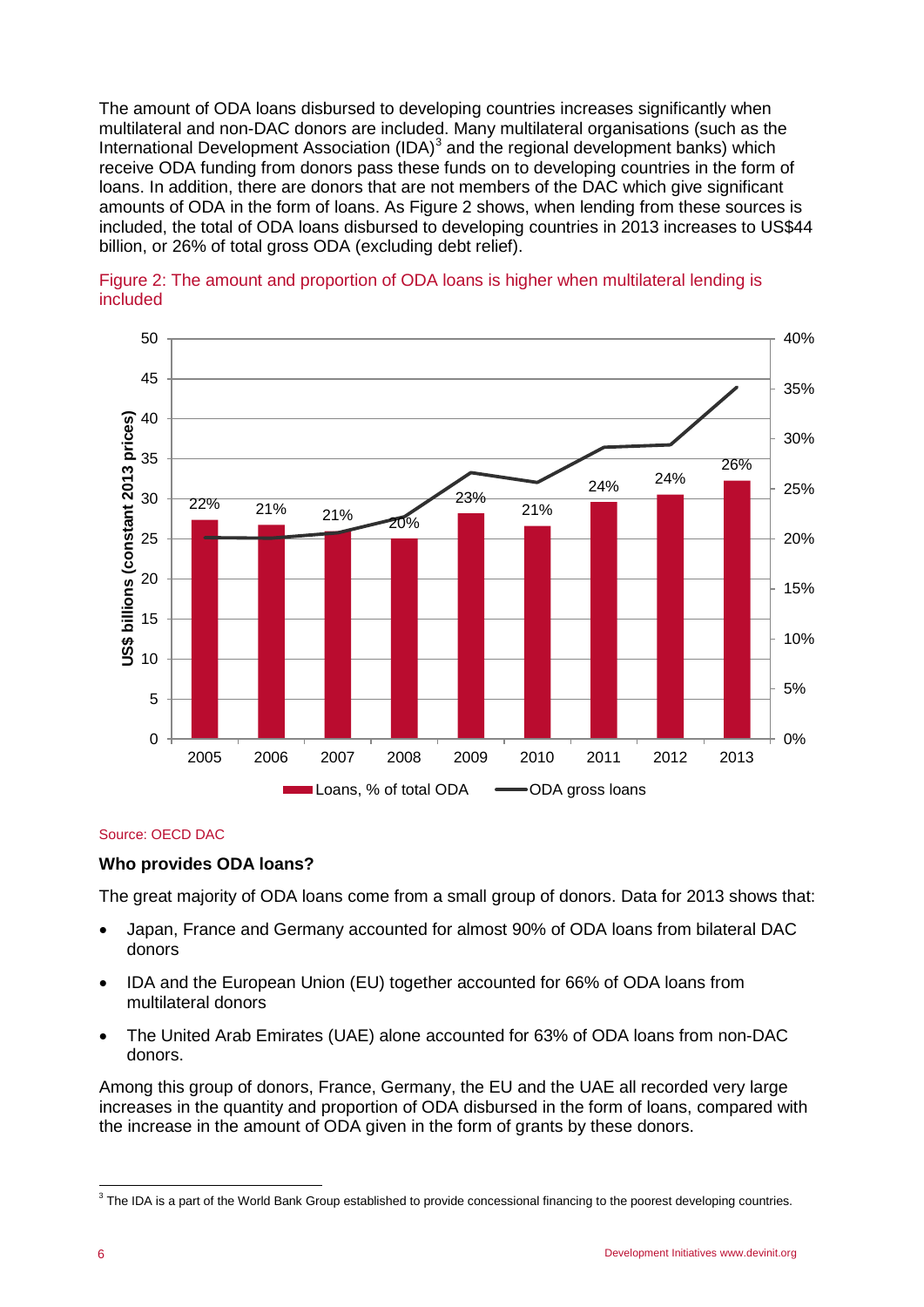The amount of ODA loans disbursed to developing countries increases significantly when multilateral and non-DAC donors are included. Many multilateral organisations (such as the International Development Association (IDA)[3] and the regional development banks) which receive ODA funding from donors pass these funds on to developing countries in the form of loans. In addition, there are donors that are not members of the DAC which give significant amounts of ODA in the form of loans. As Figure 2 shows, when lending from these sources is included, the total of ODA loans disbursed to developing countries in 2013 increases to US$44 billion, or 26% of total gross ODA (excluding debt relief).

Figure 2: The amount and proportion of ODA loans is higher when multilateral lending is included

| Year | Loans, % of total ODA | ODA gross loans (US$ billions, constant 2013 prices) |
|---|---|---|
| 2005 | 22% | ~25 |
| 2006 | 21% | ~25 |
| 2007 | 21% | ~26 |
| 2008 | 20% | ~28 |
| 2009 | 23% | ~33 |
| 2010 | 21% | ~32 |
| 2011 | 24% | ~36 |
| 2012 | 24% | ~37 |
| 2013 | 26% | ~44 |

Source: OECD DAC

### Who provides ODA loans?

The great majority of ODA loans come from a small group of donors. Data for 2013 shows that:

- Japan, France and Germany accounted for almost 90% of ODA loans from bilateral DAC donors
- IDA and the European Union (EU) together accounted for 66% of ODA loans from multilateral donors
- The United Arab Emirates (UAE) alone accounted for 63% of ODA loans from non-DAC donors.

Among this group of donors, France, Germany, the EU and the UAE all recorded very large increases in the quantity and proportion of ODA disbursed in the form of loans, compared with the increase in the amount of ODA given in the form of grants by these donors.

[3] The IDA is a part of the World Bank Group established to provide concessional financing to the poorest developing countries.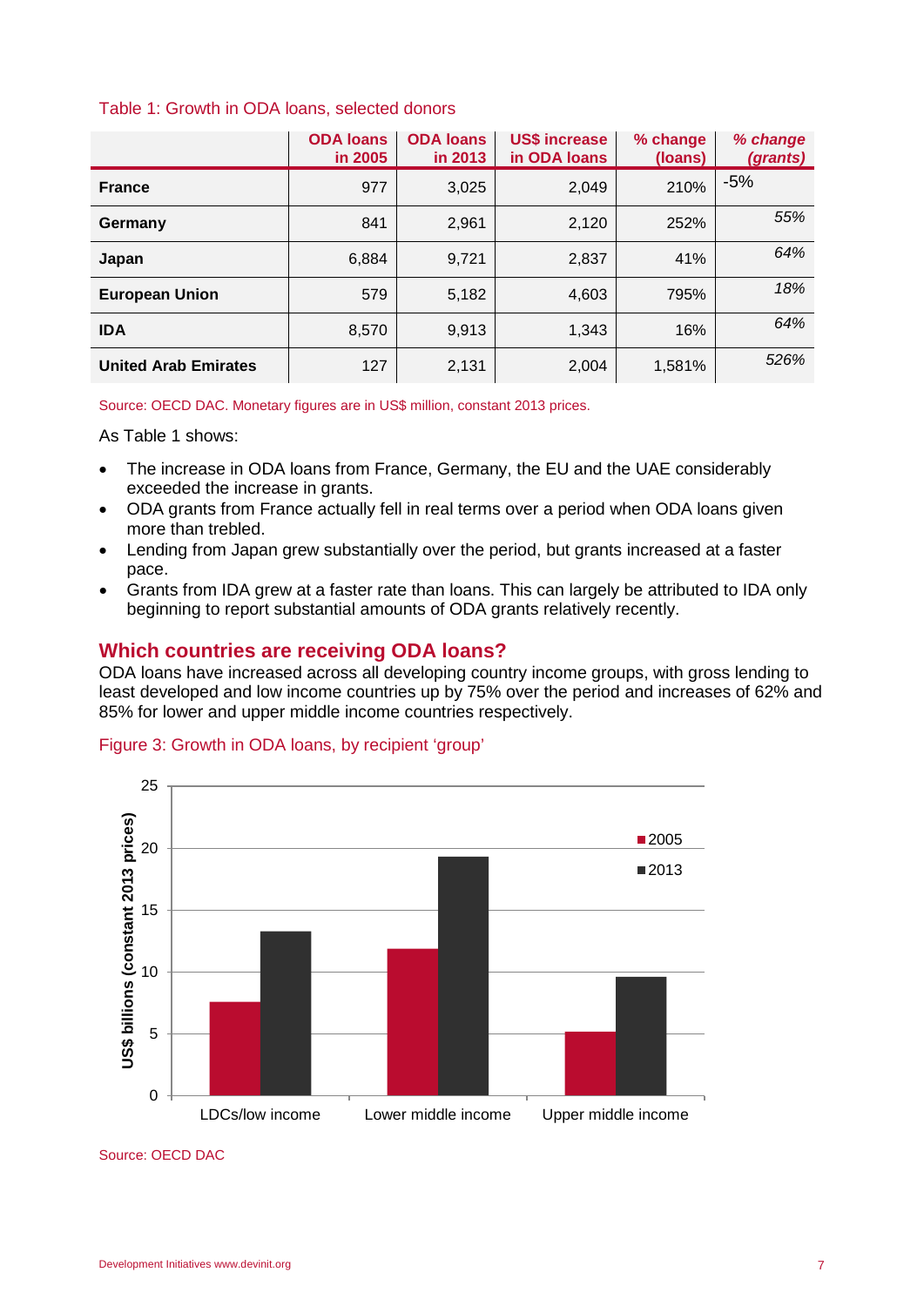Table 1: Growth in ODA loans, selected donors

| | ODA loans in 2005 | ODA loans in 2013 | US$ increase in ODA loans | % change (loans) | *% change (grants)* |
|---|---|---|---|---|---|
| **France** | 977 | 3,025 | 2,049 | 210% | -5% |
| **Germany** | 841 | 2,961 | 2,120 | 252% | *55%* |
| **Japan** | 6,884 | 9,721 | 2,837 | 41% | *64%* |
| **European Union** | 579 | 5,182 | 4,603 | 795% | *18%* |
| **IDA** | 8,570 | 9,913 | 1,343 | 16% | *64%* |
| **United Arab Emirates** | 127 | 2,131 | 2,004 | 1,581% | *526%* |

Source: OECD DAC. Monetary figures are in US$ million, constant 2013 prices.

As Table 1 shows:

- The increase in ODA loans from France, Germany, the EU and the UAE considerably exceeded the increase in grants.
- ODA grants from France actually fell in real terms over a period when ODA loans given more than trebled.
- Lending from Japan grew substantially over the period, but grants increased at a faster pace.
- Grants from IDA grew at a faster rate than loans. This can largely be attributed to IDA only beginning to report substantial amounts of ODA grants relatively recently.

## Which countries are receiving ODA loans?

ODA loans have increased across all developing country income groups, with gross lending to least developed and low income countries up by 75% over the period and increases of 62% and 85% for lower and upper middle income countries respectively.

Figure 3: Growth in ODA loans, by recipient 'group'

Source: OECD DAC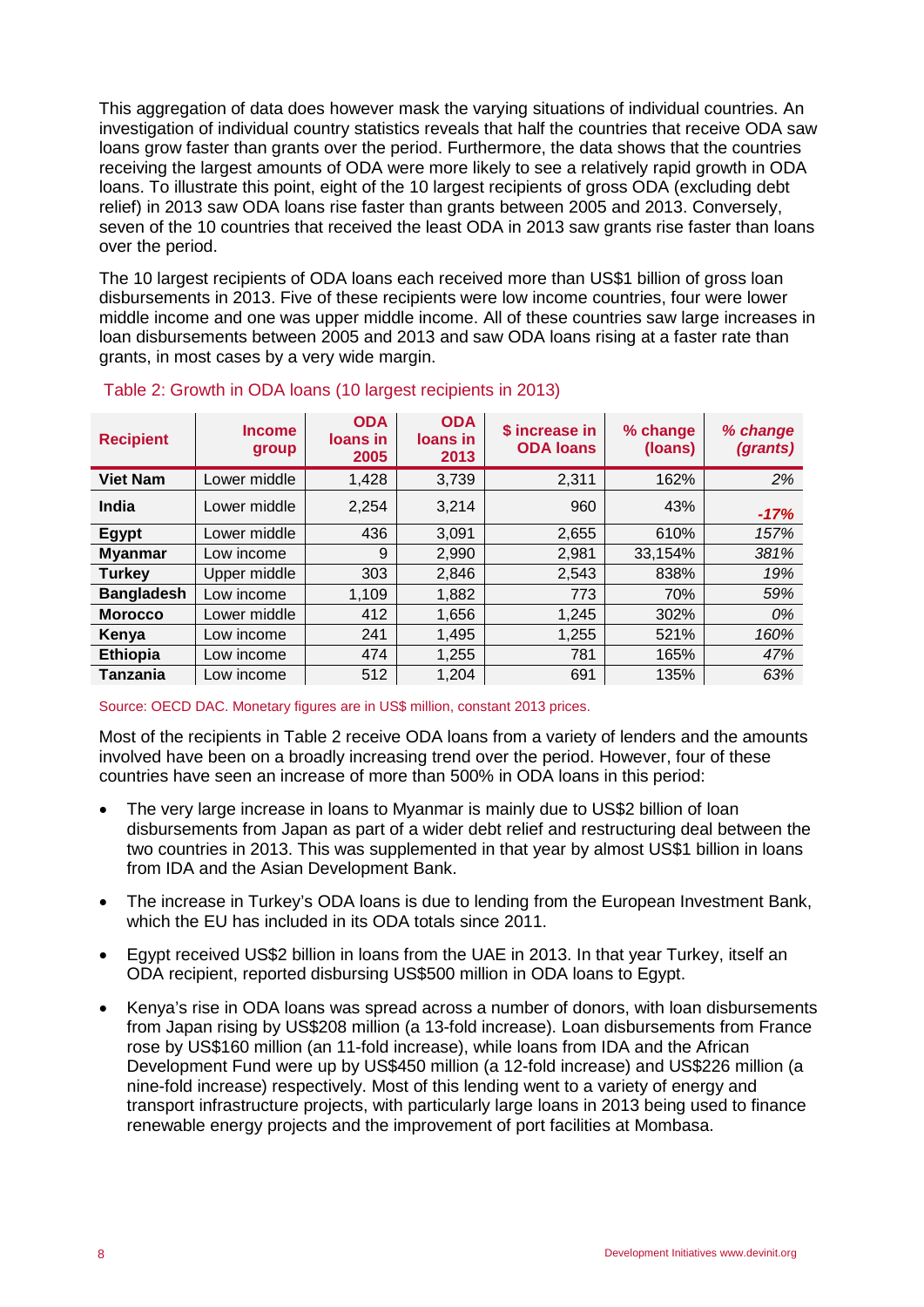This aggregation of data does however mask the varying situations of individual countries. An investigation of individual country statistics reveals that half the countries that receive ODA saw loans grow faster than grants over the period. Furthermore, the data shows that the countries receiving the largest amounts of ODA were more likely to see a relatively rapid growth in ODA loans. To illustrate this point, eight of the 10 largest recipients of gross ODA (excluding debt relief) in 2013 saw ODA loans rise faster than grants between 2005 and 2013. Conversely, seven of the 10 countries that received the least ODA in 2013 saw grants rise faster than loans over the period.

The 10 largest recipients of ODA loans each received more than US$1 billion of gross loan disbursements in 2013. Five of these recipients were low income countries, four were lower middle income and one was upper middle income. All of these countries saw large increases in loan disbursements between 2005 and 2013 and saw ODA loans rising at a faster rate than grants, in most cases by a very wide margin.

Table 2: Growth in ODA loans (10 largest recipients in 2013)

| Recipient | Income group | ODA loans in 2005 | ODA loans in 2013 | $ increase in ODA loans | % change (loans) | *% change (grants)* |
|---|---|---|---|---|---|---|
| **Viet Nam** | Lower middle | 1,428 | 3,739 | 2,311 | 162% | *2%* |
| **India** | Lower middle | 2,254 | 3,214 | 960 | 43% | *-17%* |
| **Egypt** | Lower middle | 436 | 3,091 | 2,655 | 610% | *157%* |
| **Myanmar** | Low income | 9 | 2,990 | 2,981 | 33,154% | *381%* |
| **Turkey** | Upper middle | 303 | 2,846 | 2,543 | 838% | *19%* |
| **Bangladesh** | Low income | 1,109 | 1,882 | 773 | 70% | *59%* |
| **Morocco** | Lower middle | 412 | 1,656 | 1,245 | 302% | *0%* |
| **Kenya** | Low income | 241 | 1,495 | 1,255 | 521% | *160%* |
| **Ethiopia** | Low income | 474 | 1,255 | 781 | 165% | *47%* |
| **Tanzania** | Low income | 512 | 1,204 | 691 | 135% | *63%* |

Source: OECD DAC. Monetary figures are in US$ million, constant 2013 prices.

Most of the recipients in Table 2 receive ODA loans from a variety of lenders and the amounts involved have been on a broadly increasing trend over the period. However, four of these countries have seen an increase of more than 500% in ODA loans in this period:

- The very large increase in loans to Myanmar is mainly due to US$2 billion of loan disbursements from Japan as part of a wider debt relief and restructuring deal between the two countries in 2013. This was supplemented in that year by almost US$1 billion in loans from IDA and the Asian Development Bank.
- The increase in Turkey's ODA loans is due to lending from the European Investment Bank, which the EU has included in its ODA totals since 2011.
- Egypt received US$2 billion in loans from the UAE in 2013. In that year Turkey, itself an ODA recipient, reported disbursing US$500 million in ODA loans to Egypt.
- Kenya's rise in ODA loans was spread across a number of donors, with loan disbursements from Japan rising by US$208 million (a 13-fold increase). Loan disbursements from France rose by US$160 million (an 11-fold increase), while loans from IDA and the African Development Fund were up by US$450 million (a 12-fold increase) and US$226 million (a nine-fold increase) respectively. Most of this lending went to a variety of energy and transport infrastructure projects, with particularly large loans in 2013 being used to finance renewable energy projects and the improvement of port facilities at Mombasa.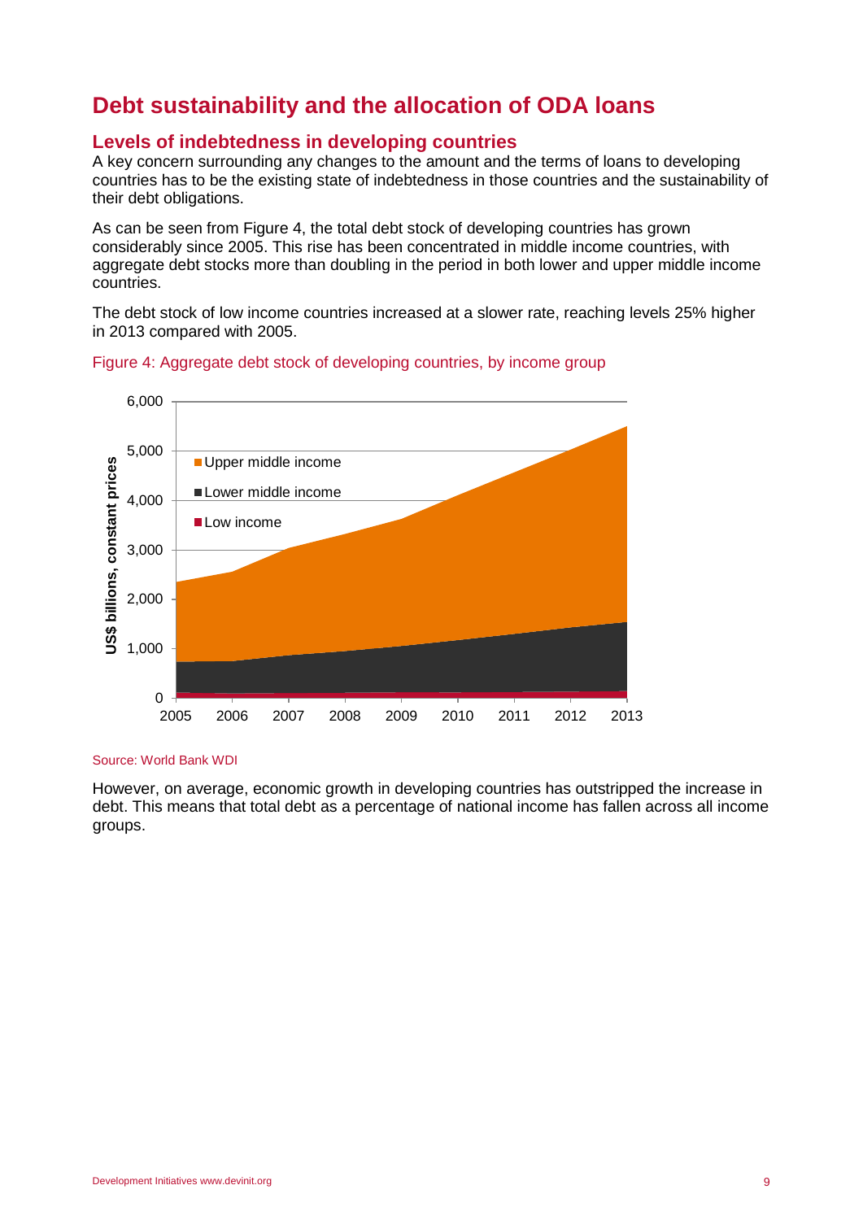# Debt sustainability and the allocation of ODA loans

## Levels of indebtedness in developing countries

A key concern surrounding any changes to the amount and the terms of loans to developing countries has to be the existing state of indebtedness in those countries and the sustainability of their debt obligations.

As can be seen from Figure 4, the total debt stock of developing countries has grown considerably since 2005. This rise has been concentrated in middle income countries, with aggregate debt stocks more than doubling in the period in both lower and upper middle income countries.

The debt stock of low income countries increased at a slower rate, reaching levels 25% higher in 2013 compared with 2005.

Figure 4: Aggregate debt stock of developing countries, by income group

Source: World Bank WDI

However, on average, economic growth in developing countries has outstripped the increase in debt. This means that total debt as a percentage of national income has fallen across all income groups.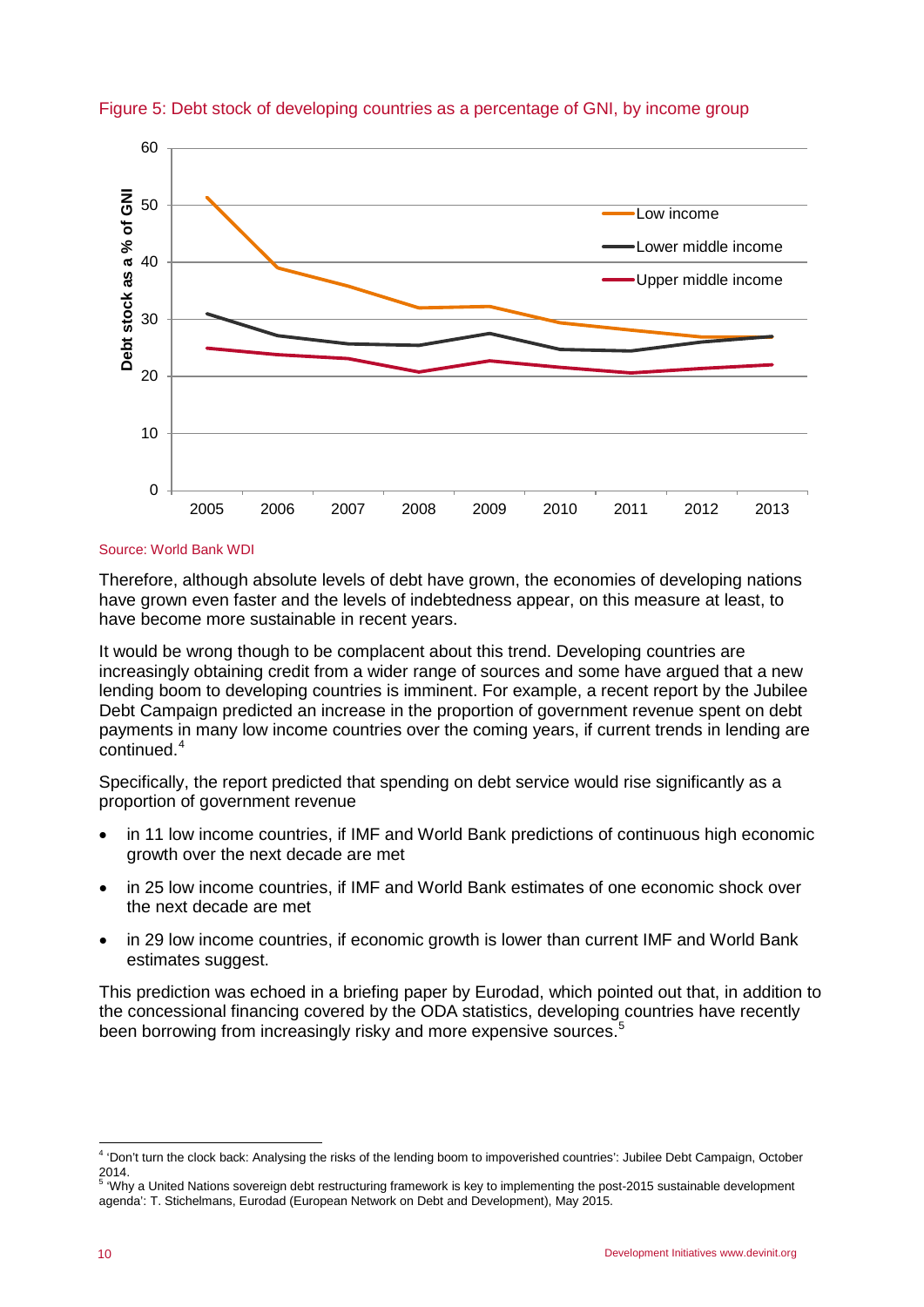Figure 5: Debt stock of developing countries as a percentage of GNI, by income group

Source: World Bank WDI

Therefore, although absolute levels of debt have grown, the economies of developing nations have grown even faster and the levels of indebtedness appear, on this measure at least, to have become more sustainable in recent years.

It would be wrong though to be complacent about this trend. Developing countries are increasingly obtaining credit from a wider range of sources and some have argued that a new lending boom to developing countries is imminent. For example, a recent report by the Jubilee Debt Campaign predicted an increase in the proportion of government revenue spent on debt payments in many low income countries over the coming years, if current trends in lending are continued.[4]

Specifically, the report predicted that spending on debt service would rise significantly as a proportion of government revenue

- in 11 low income countries, if IMF and World Bank predictions of continuous high economic growth over the next decade are met
- in 25 low income countries, if IMF and World Bank estimates of one economic shock over the next decade are met
- in 29 low income countries, if economic growth is lower than current IMF and World Bank estimates suggest.

This prediction was echoed in a briefing paper by Eurodad, which pointed out that, in addition to the concessional financing covered by the ODA statistics, developing countries have recently been borrowing from increasingly risky and more expensive sources.[5]

[4] 'Don't turn the clock back: Analysing the risks of the lending boom to impoverished countries': Jubilee Debt Campaign, October 2014.

[5] 'Why a United Nations sovereign debt restructuring framework is key to implementing the post-2015 sustainable development agenda': T. Stichelmans, Eurodad (European Network on Debt and Development), May 2015.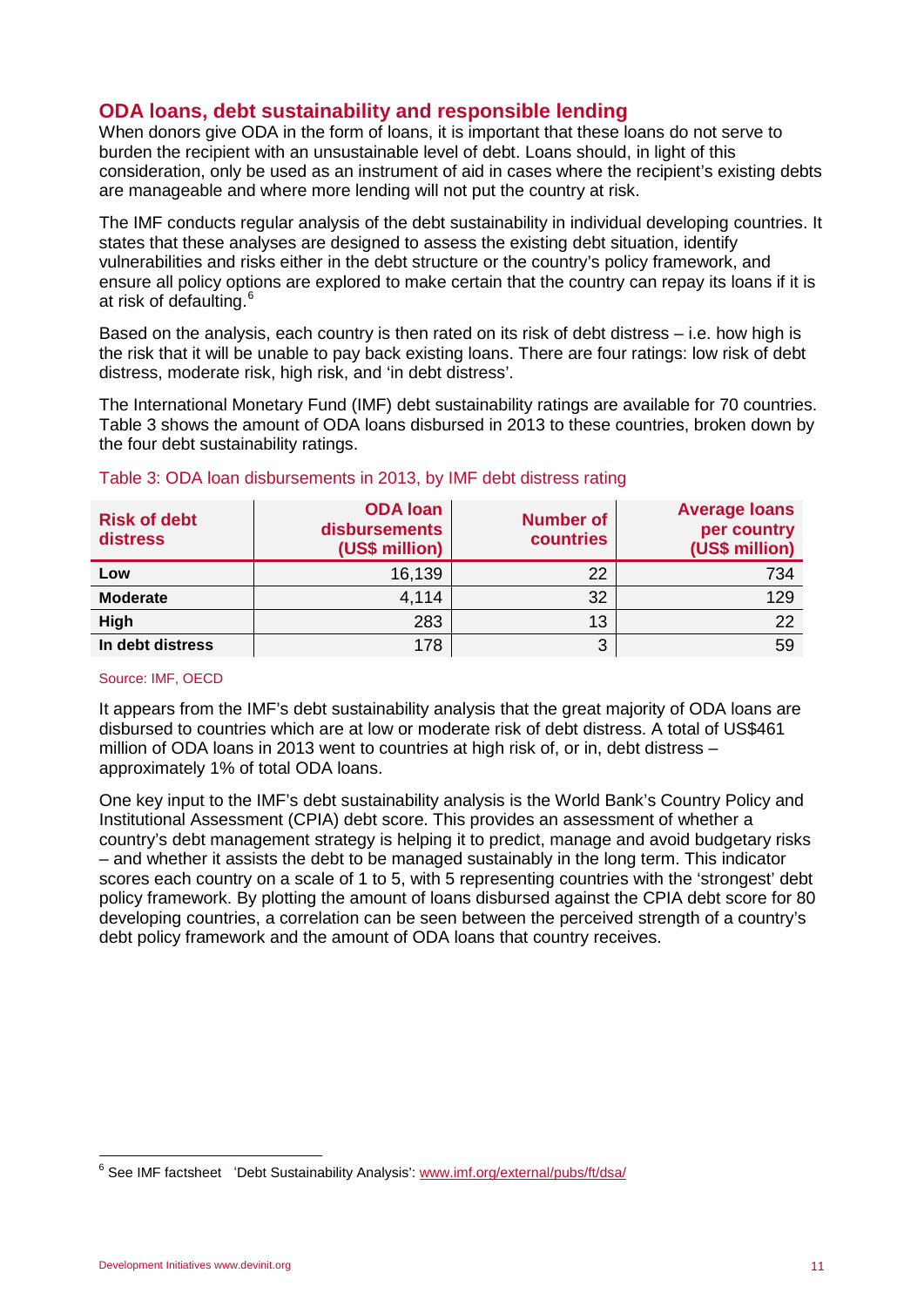## ODA loans, debt sustainability and responsible lending

When donors give ODA in the form of loans, it is important that these loans do not serve to burden the recipient with an unsustainable level of debt. Loans should, in light of this consideration, only be used as an instrument of aid in cases where the recipient's existing debts are manageable and where more lending will not put the country at risk.

The IMF conducts regular analysis of the debt sustainability in individual developing countries. It states that these analyses are designed to assess the existing debt situation, identify vulnerabilities and risks either in the debt structure or the country's policy framework, and ensure all policy options are explored to make certain that the country can repay its loans if it is at risk of defaulting.[6]

Based on the analysis, each country is then rated on its risk of debt distress – i.e. how high is the risk that it will be unable to pay back existing loans. There are four ratings: low risk of debt distress, moderate risk, high risk, and 'in debt distress'.

The International Monetary Fund (IMF) debt sustainability ratings are available for 70 countries. Table 3 shows the amount of ODA loans disbursed in 2013 to these countries, broken down by the four debt sustainability ratings.

Table 3: ODA loan disbursements in 2013, by IMF debt distress rating

| Risk of debt distress | ODA loan disbursements (US$ million) | Number of countries | Average loans per country (US$ million) |
|---|---|---|---|
| **Low** | 16,139 | 22 | 734 |
| **Moderate** | 4,114 | 32 | 129 |
| **High** | 283 | 13 | 22 |
| **In debt distress** | 178 | 3 | 59 |

Source: IMF, OECD

It appears from the IMF's debt sustainability analysis that the great majority of ODA loans are disbursed to countries which are at low or moderate risk of debt distress. A total of US$461 million of ODA loans in 2013 went to countries at high risk of, or in, debt distress – approximately 1% of total ODA loans.

One key input to the IMF's debt sustainability analysis is the World Bank's Country Policy and Institutional Assessment (CPIA) debt score. This provides an assessment of whether a country's debt management strategy is helping it to predict, manage and avoid budgetary risks – and whether it assists the debt to be managed sustainably in the long term. This indicator scores each country on a scale of 1 to 5, with 5 representing countries with the 'strongest' debt policy framework. By plotting the amount of loans disbursed against the CPIA debt score for 80 developing countries, a correlation can be seen between the perceived strength of a country's debt policy framework and the amount of ODA loans that country receives.

---

[6] See IMF factsheet 'Debt Sustainability Analysis': www.imf.org/external/pubs/ft/dsa/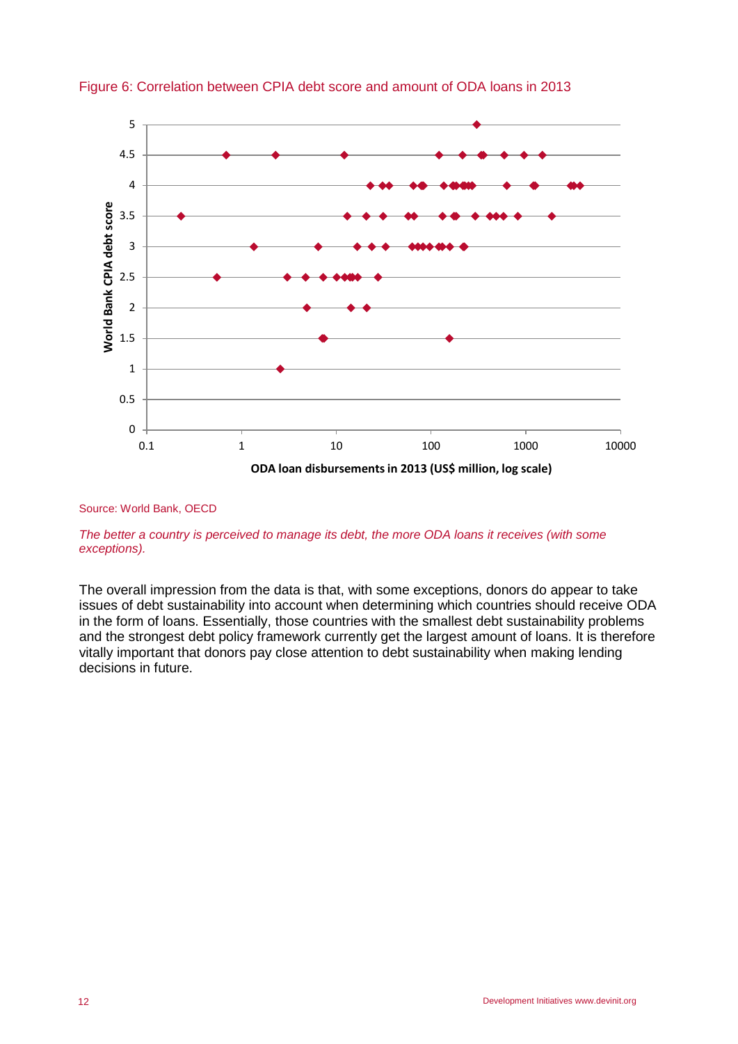Figure 6: Correlation between CPIA debt score and amount of ODA loans in 2013

Source: World Bank, OECD

*The better a country is perceived to manage its debt, the more ODA loans it receives (with some exceptions).*

The overall impression from the data is that, with some exceptions, donors do appear to take issues of debt sustainability into account when determining which countries should receive ODA in the form of loans. Essentially, those countries with the smallest debt sustainability problems and the strongest debt policy framework currently get the largest amount of loans. It is therefore vitally important that donors pay close attention to debt sustainability when making lending decisions in future.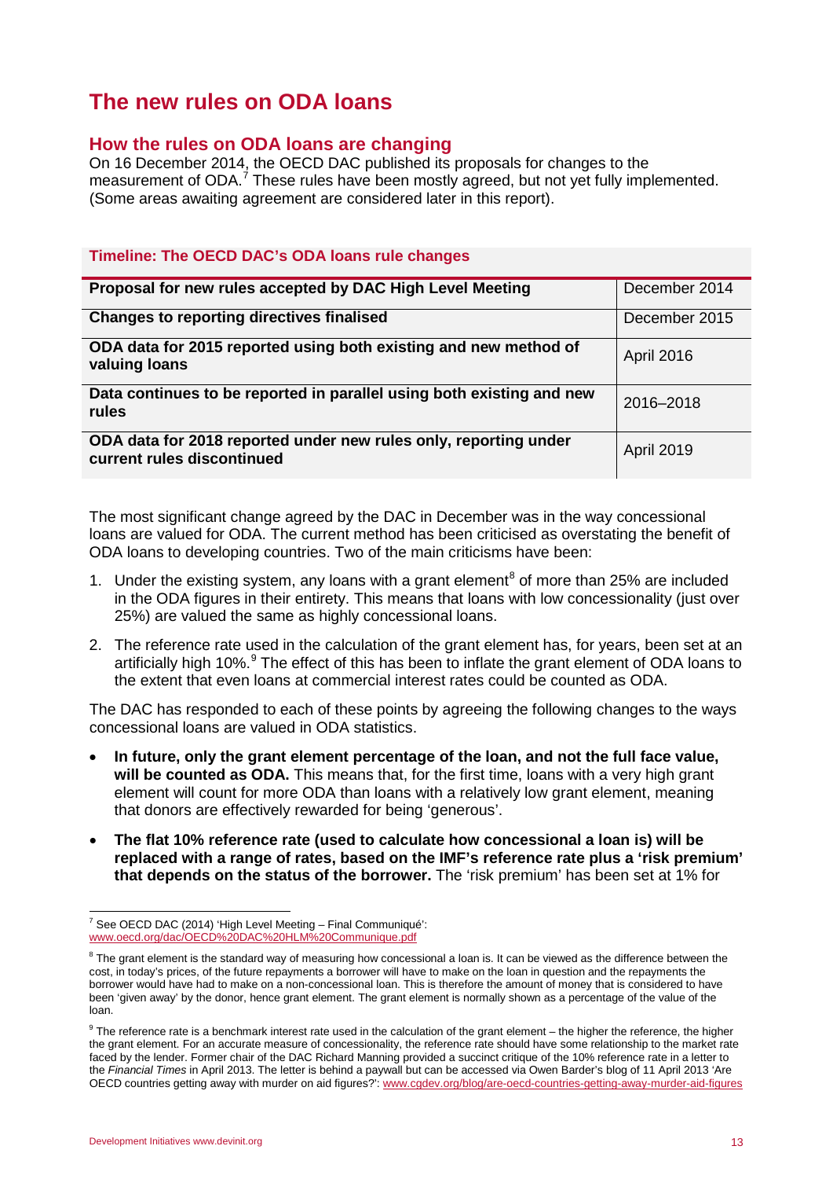# The new rules on ODA loans

## How the rules on ODA loans are changing

On 16 December 2014, the OECD DAC published its proposals for changes to the measurement of ODA.[7] These rules have been mostly agreed, but not yet fully implemented. (Some areas awaiting agreement are considered later in this report).

**Timeline: The OECD DAC's ODA loans rule changes**

| | |
|---|---|
| **Proposal for new rules accepted by DAC High Level Meeting** | December 2014 |
| **Changes to reporting directives finalised** | December 2015 |
| **ODA data for 2015 reported using both existing and new method of valuing loans** | April 2016 |
| **Data continues to be reported in parallel using both existing and new rules** | 2016–2018 |
| **ODA data for 2018 reported under new rules only, reporting under current rules discontinued** | April 2019 |

The most significant change agreed by the DAC in December was in the way concessional loans are valued for ODA. The current method has been criticised as overstating the benefit of ODA loans to developing countries. Two of the main criticisms have been:

1. Under the existing system, any loans with a grant element[8] of more than 25% are included in the ODA figures in their entirety. This means that loans with low concessionality (just over 25%) are valued the same as highly concessional loans.
2. The reference rate used in the calculation of the grant element has, for years, been set at an artificially high 10%.[9] The effect of this has been to inflate the grant element of ODA loans to the extent that even loans at commercial interest rates could be counted as ODA.

The DAC has responded to each of these points by agreeing the following changes to the ways concessional loans are valued in ODA statistics.

- **In future, only the grant element percentage of the loan, and not the full face value, will be counted as ODA.** This means that, for the first time, loans with a very high grant element will count for more ODA than loans with a relatively low grant element, meaning that donors are effectively rewarded for being 'generous'.
- **The flat 10% reference rate (used to calculate how concessional a loan is) will be replaced with a range of rates, based on the IMF's reference rate plus a 'risk premium' that depends on the status of the borrower.** The 'risk premium' has been set at 1% for

---

[7] See OECD DAC (2014) 'High Level Meeting – Final Communiqué': www.oecd.org/dac/OECD%20DAC%20HLM%20Communique.pdf

[8] The grant element is the standard way of measuring how concessional a loan is. It can be viewed as the difference between the cost, in today's prices, of the future repayments a borrower will have to make on the loan in question and the repayments the borrower would have had to make on a non-concessional loan. This is therefore the amount of money that is considered to have been 'given away' by the donor, hence grant element. The grant element is normally shown as a percentage of the value of the loan.

[9] The reference rate is a benchmark interest rate used in the calculation of the grant element – the higher the reference, the higher the grant element. For an accurate measure of concessionality, the reference rate should have some relationship to the market rate faced by the lender. Former chair of the DAC Richard Manning provided a succinct critique of the 10% reference rate in a letter to the *Financial Times* in April 2013. The letter is behind a paywall but can be accessed via Owen Barder's blog of 11 April 2013 'Are OECD countries getting away with murder on aid figures?': www.cgdev.org/blog/are-oecd-countries-getting-away-murder-aid-figures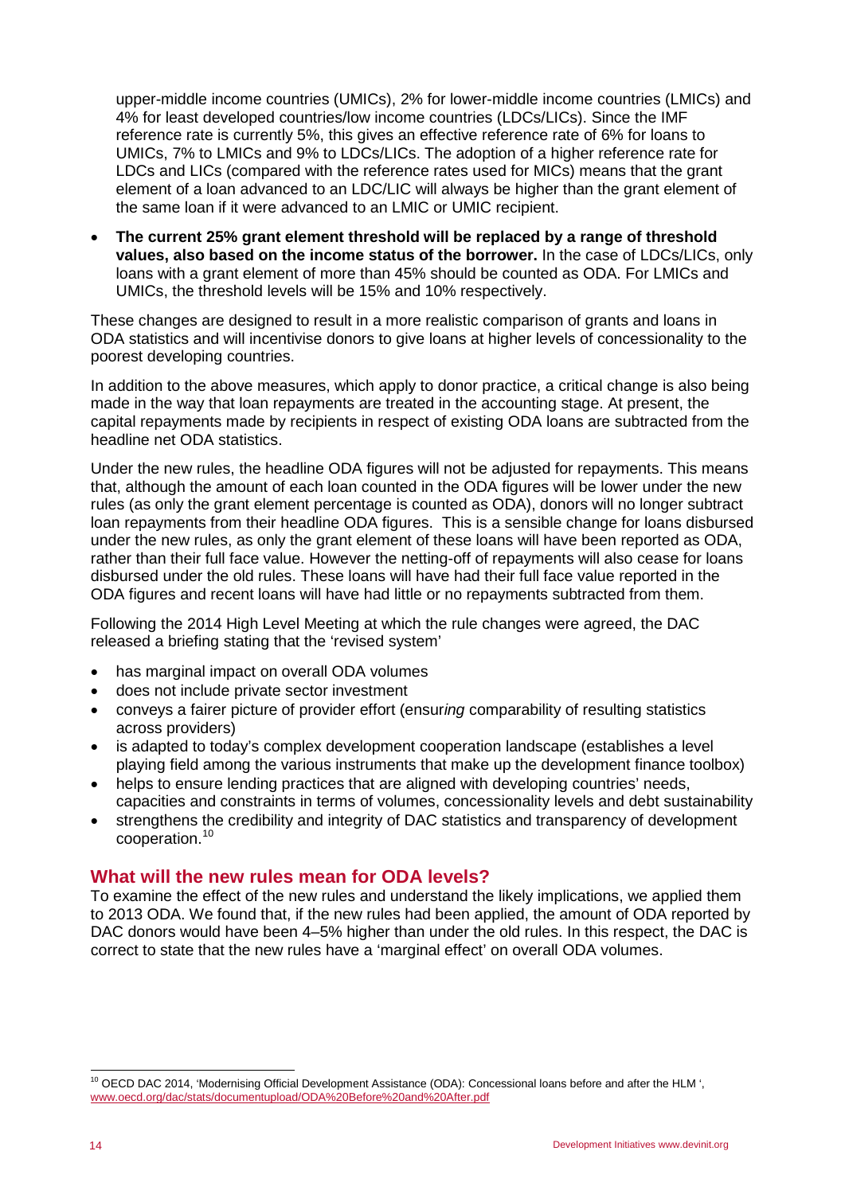upper-middle income countries (UMICs), 2% for lower-middle income countries (LMICs) and 4% for least developed countries/low income countries (LDCs/LICs). Since the IMF reference rate is currently 5%, this gives an effective reference rate of 6% for loans to UMICs, 7% to LMICs and 9% to LDCs/LICs. The adoption of a higher reference rate for LDCs and LICs (compared with the reference rates used for MICs) means that the grant element of a loan advanced to an LDC/LIC will always be higher than the grant element of the same loan if it were advanced to an LMIC or UMIC recipient.

- **The current 25% grant element threshold will be replaced by a range of threshold values, also based on the income status of the borrower.** In the case of LDCs/LICs, only loans with a grant element of more than 45% should be counted as ODA. For LMICs and UMICs, the threshold levels will be 15% and 10% respectively.

These changes are designed to result in a more realistic comparison of grants and loans in ODA statistics and will incentivise donors to give loans at higher levels of concessionality to the poorest developing countries.

In addition to the above measures, which apply to donor practice, a critical change is also being made in the way that loan repayments are treated in the accounting stage. At present, the capital repayments made by recipients in respect of existing ODA loans are subtracted from the headline net ODA statistics.

Under the new rules, the headline ODA figures will not be adjusted for repayments. This means that, although the amount of each loan counted in the ODA figures will be lower under the new rules (as only the grant element percentage is counted as ODA), donors will no longer subtract loan repayments from their headline ODA figures. This is a sensible change for loans disbursed under the new rules, as only the grant element of these loans will have been reported as ODA, rather than their full face value. However the netting-off of repayments will also cease for loans disbursed under the old rules. These loans will have had their full face value reported in the ODA figures and recent loans will have had little or no repayments subtracted from them.

Following the 2014 High Level Meeting at which the rule changes were agreed, the DAC released a briefing stating that the 'revised system'

- has marginal impact on overall ODA volumes
- does not include private sector investment
- conveys a fairer picture of provider effort (ensur*ing* comparability of resulting statistics across providers)
- is adapted to today's complex development cooperation landscape (establishes a level playing field among the various instruments that make up the development finance toolbox)
- helps to ensure lending practices that are aligned with developing countries' needs, capacities and constraints in terms of volumes, concessionality levels and debt sustainability
- strengthens the credibility and integrity of DAC statistics and transparency of development cooperation.[10]

## What will the new rules mean for ODA levels?

To examine the effect of the new rules and understand the likely implications, we applied them to 2013 ODA. We found that, if the new rules had been applied, the amount of ODA reported by DAC donors would have been 4–5% higher than under the old rules. In this respect, the DAC is correct to state that the new rules have a 'marginal effect' on overall ODA volumes.

[10] OECD DAC 2014, 'Modernising Official Development Assistance (ODA): Concessional loans before and after the HLM ', www.oecd.org/dac/stats/documentupload/ODA%20Before%20and%20After.pdf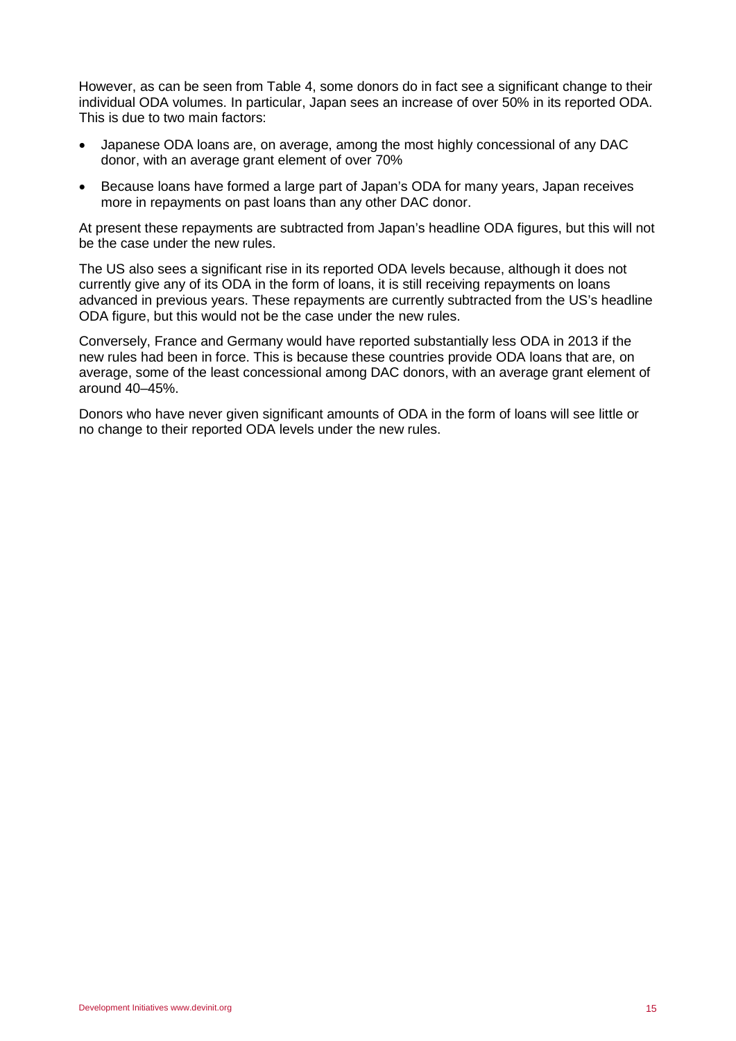However, as can be seen from Table 4, some donors do in fact see a significant change to their individual ODA volumes. In particular, Japan sees an increase of over 50% in its reported ODA. This is due to two main factors:

- Japanese ODA loans are, on average, among the most highly concessional of any DAC donor, with an average grant element of over 70%
- Because loans have formed a large part of Japan's ODA for many years, Japan receives more in repayments on past loans than any other DAC donor.

At present these repayments are subtracted from Japan's headline ODA figures, but this will not be the case under the new rules.

The US also sees a significant rise in its reported ODA levels because, although it does not currently give any of its ODA in the form of loans, it is still receiving repayments on loans advanced in previous years. These repayments are currently subtracted from the US's headline ODA figure, but this would not be the case under the new rules.

Conversely, France and Germany would have reported substantially less ODA in 2013 if the new rules had been in force. This is because these countries provide ODA loans that are, on average, some of the least concessional among DAC donors, with an average grant element of around 40–45%.

Donors who have never given significant amounts of ODA in the form of loans will see little or no change to their reported ODA levels under the new rules.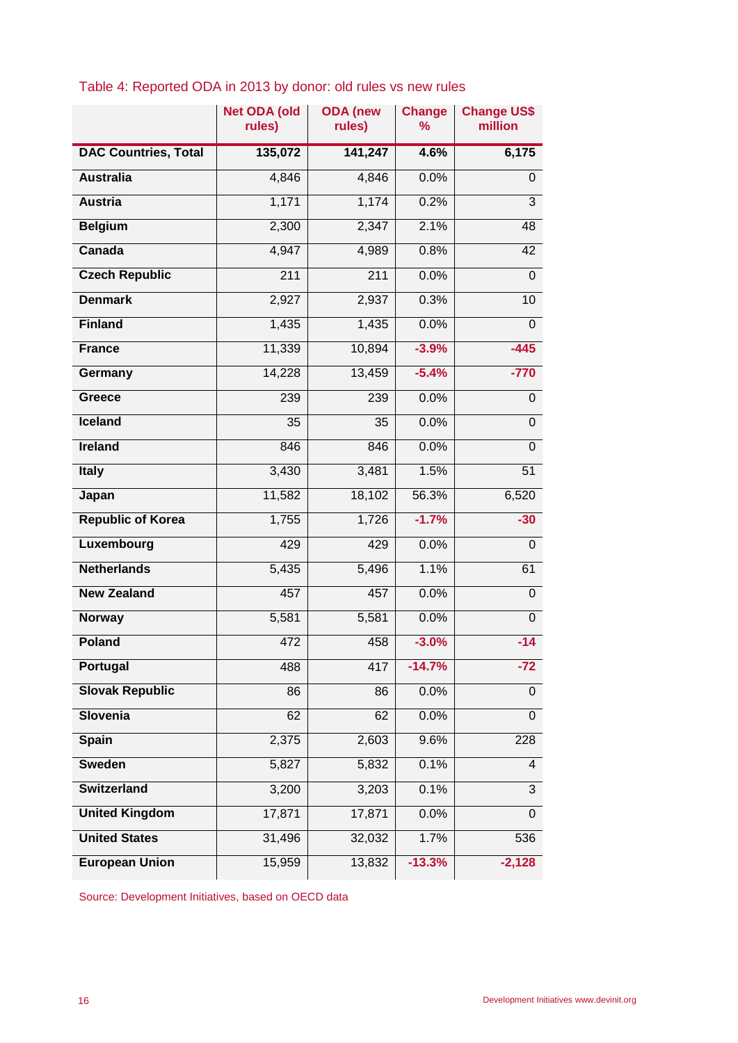Table 4: Reported ODA in 2013 by donor: old rules vs new rules

| | Net ODA (old rules) | ODA (new rules) | Change % | Change US$ million |
|---|---|---|---|---|
| **DAC Countries, Total** | **135,072** | **141,247** | **4.6%** | **6,175** |
| **Australia** | 4,846 | 4,846 | 0.0% | 0 |
| **Austria** | 1,171 | 1,174 | 0.2% | 3 |
| **Belgium** | 2,300 | 2,347 | 2.1% | 48 |
| **Canada** | 4,947 | 4,989 | 0.8% | 42 |
| **Czech Republic** | 211 | 211 | 0.0% | 0 |
| **Denmark** | 2,927 | 2,937 | 0.3% | 10 |
| **Finland** | 1,435 | 1,435 | 0.0% | 0 |
| **France** | 11,339 | 10,894 | **-3.9%** | **-445** |
| **Germany** | 14,228 | 13,459 | **-5.4%** | **-770** |
| **Greece** | 239 | 239 | 0.0% | 0 |
| **Iceland** | 35 | 35 | 0.0% | 0 |
| **Ireland** | 846 | 846 | 0.0% | 0 |
| **Italy** | 3,430 | 3,481 | 1.5% | 51 |
| **Japan** | 11,582 | 18,102 | 56.3% | 6,520 |
| **Republic of Korea** | 1,755 | 1,726 | **-1.7%** | **-30** |
| **Luxembourg** | 429 | 429 | 0.0% | 0 |
| **Netherlands** | 5,435 | 5,496 | 1.1% | 61 |
| **New Zealand** | 457 | 457 | 0.0% | 0 |
| **Norway** | 5,581 | 5,581 | 0.0% | 0 |
| **Poland** | 472 | 458 | **-3.0%** | **-14** |
| **Portugal** | 488 | 417 | **-14.7%** | **-72** |
| **Slovak Republic** | 86 | 86 | 0.0% | 0 |
| **Slovenia** | 62 | 62 | 0.0% | 0 |
| **Spain** | 2,375 | 2,603 | 9.6% | 228 |
| **Sweden** | 5,827 | 5,832 | 0.1% | 4 |
| **Switzerland** | 3,200 | 3,203 | 0.1% | 3 |
| **United Kingdom** | 17,871 | 17,871 | 0.0% | 0 |
| **United States** | 31,496 | 32,032 | 1.7% | 536 |
| **European Union** | 15,959 | 13,832 | **-13.3%** | **-2,128** |

Source: Development Initiatives, based on OECD data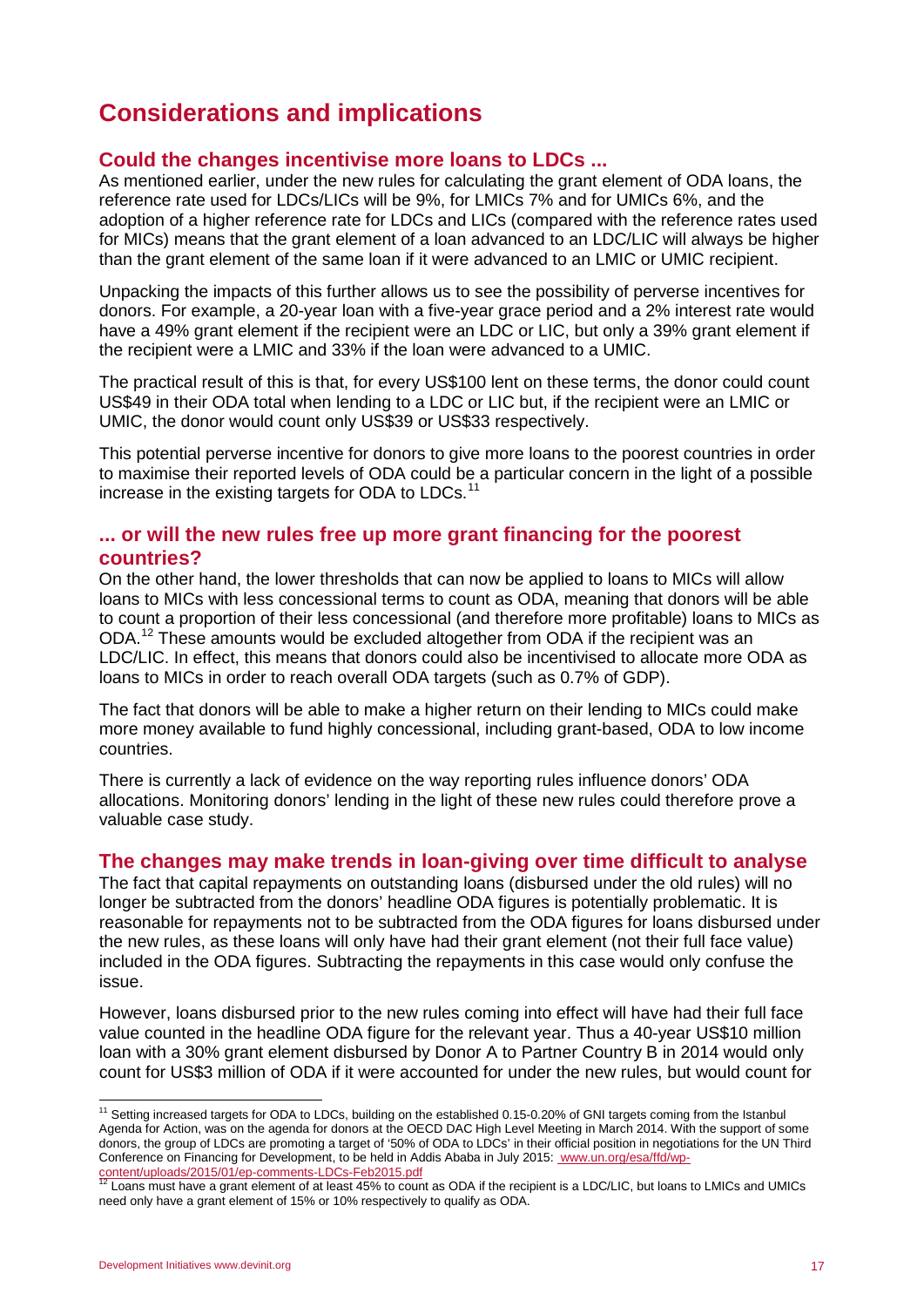# Considerations and implications

## Could the changes incentivise more loans to LDCs ...

As mentioned earlier, under the new rules for calculating the grant element of ODA loans, the reference rate used for LDCs/LICs will be 9%, for LMICs 7% and for UMICs 6%, and the adoption of a higher reference rate for LDCs and LICs (compared with the reference rates used for MICs) means that the grant element of a loan advanced to an LDC/LIC will always be higher than the grant element of the same loan if it were advanced to an LMIC or UMIC recipient.

Unpacking the impacts of this further allows us to see the possibility of perverse incentives for donors. For example, a 20-year loan with a five-year grace period and a 2% interest rate would have a 49% grant element if the recipient were an LDC or LIC, but only a 39% grant element if the recipient were a LMIC and 33% if the loan were advanced to a UMIC.

The practical result of this is that, for every US$100 lent on these terms, the donor could count US$49 in their ODA total when lending to a LDC or LIC but, if the recipient were an LMIC or UMIC, the donor would count only US$39 or US$33 respectively.

This potential perverse incentive for donors to give more loans to the poorest countries in order to maximise their reported levels of ODA could be a particular concern in the light of a possible increase in the existing targets for ODA to LDCs.[11]

## ... or will the new rules free up more grant financing for the poorest countries?

On the other hand, the lower thresholds that can now be applied to loans to MICs will allow loans to MICs with less concessional terms to count as ODA, meaning that donors will be able to count a proportion of their less concessional (and therefore more profitable) loans to MICs as ODA.[12] These amounts would be excluded altogether from ODA if the recipient was an LDC/LIC. In effect, this means that donors could also be incentivised to allocate more ODA as loans to MICs in order to reach overall ODA targets (such as 0.7% of GDP).

The fact that donors will be able to make a higher return on their lending to MICs could make more money available to fund highly concessional, including grant-based, ODA to low income countries.

There is currently a lack of evidence on the way reporting rules influence donors' ODA allocations. Monitoring donors' lending in the light of these new rules could therefore prove a valuable case study.

## The changes may make trends in loan-giving over time difficult to analyse

The fact that capital repayments on outstanding loans (disbursed under the old rules) will no longer be subtracted from the donors' headline ODA figures is potentially problematic. It is reasonable for repayments not to be subtracted from the ODA figures for loans disbursed under the new rules, as these loans will only have had their grant element (not their full face value) included in the ODA figures. Subtracting the repayments in this case would only confuse the issue.

However, loans disbursed prior to the new rules coming into effect will have had their full face value counted in the headline ODA figure for the relevant year. Thus a 40-year US$10 million loan with a 30% grant element disbursed by Donor A to Partner Country B in 2014 would only count for US$3 million of ODA if it were accounted for under the new rules, but would count for

---

[11] Setting increased targets for ODA to LDCs, building on the established 0.15-0.20% of GNI targets coming from the Istanbul Agenda for Action, was on the agenda for donors at the OECD DAC High Level Meeting in March 2014. With the support of some donors, the group of LDCs are promoting a target of '50% of ODA to LDCs' in their official position in negotiations for the UN Third Conference on Financing for Development, to be held in Addis Ababa in July 2015: www.un.org/esa/ffd/wp-content/uploads/2015/01/ep-comments-LDCs-Feb2015.pdf

[12] Loans must have a grant element of at least 45% to count as ODA if the recipient is a LDC/LIC, but loans to LMICs and UMICs need only have a grant element of 15% or 10% respectively to qualify as ODA.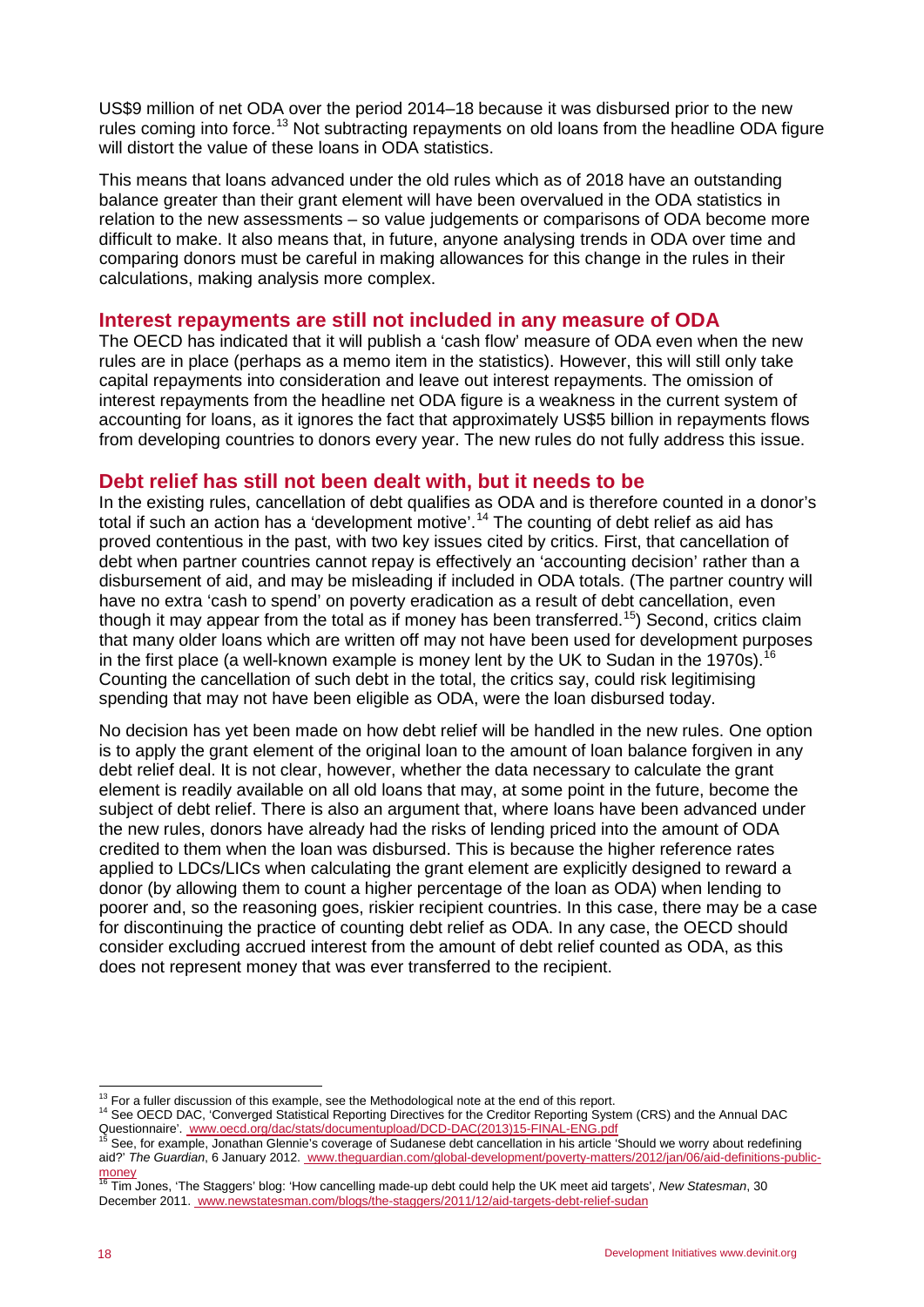US$9 million of net ODA over the period 2014–18 because it was disbursed prior to the new rules coming into force.[13] Not subtracting repayments on old loans from the headline ODA figure will distort the value of these loans in ODA statistics.

This means that loans advanced under the old rules which as of 2018 have an outstanding balance greater than their grant element will have been overvalued in the ODA statistics in relation to the new assessments – so value judgements or comparisons of ODA become more difficult to make. It also means that, in future, anyone analysing trends in ODA over time and comparing donors must be careful in making allowances for this change in the rules in their calculations, making analysis more complex.

## Interest repayments are still not included in any measure of ODA

The OECD has indicated that it will publish a 'cash flow' measure of ODA even when the new rules are in place (perhaps as a memo item in the statistics). However, this will still only take capital repayments into consideration and leave out interest repayments. The omission of interest repayments from the headline net ODA figure is a weakness in the current system of accounting for loans, as it ignores the fact that approximately US$5 billion in repayments flows from developing countries to donors every year. The new rules do not fully address this issue.

## Debt relief has still not been dealt with, but it needs to be

In the existing rules, cancellation of debt qualifies as ODA and is therefore counted in a donor's total if such an action has a 'development motive'.[14] The counting of debt relief as aid has proved contentious in the past, with two key issues cited by critics. First, that cancellation of debt when partner countries cannot repay is effectively an 'accounting decision' rather than a disbursement of aid, and may be misleading if included in ODA totals. (The partner country will have no extra 'cash to spend' on poverty eradication as a result of debt cancellation, even though it may appear from the total as if money has been transferred.[15]) Second, critics claim that many older loans which are written off may not have been used for development purposes in the first place (a well-known example is money lent by the UK to Sudan in the 1970s).[16] Counting the cancellation of such debt in the total, the critics say, could risk legitimising spending that may not have been eligible as ODA, were the loan disbursed today.

No decision has yet been made on how debt relief will be handled in the new rules. One option is to apply the grant element of the original loan to the amount of loan balance forgiven in any debt relief deal. It is not clear, however, whether the data necessary to calculate the grant element is readily available on all old loans that may, at some point in the future, become the subject of debt relief. There is also an argument that, where loans have been advanced under the new rules, donors have already had the risks of lending priced into the amount of ODA credited to them when the loan was disbursed. This is because the higher reference rates applied to LDCs/LICs when calculating the grant element are explicitly designed to reward a donor (by allowing them to count a higher percentage of the loan as ODA) when lending to poorer and, so the reasoning goes, riskier recipient countries. In this case, there may be a case for discontinuing the practice of counting debt relief as ODA. In any case, the OECD should consider excluding accrued interest from the amount of debt relief counted as ODA, as this does not represent money that was ever transferred to the recipient.

---

[13] For a fuller discussion of this example, see the Methodological note at the end of this report.

[14] See OECD DAC, 'Converged Statistical Reporting Directives for the Creditor Reporting System (CRS) and the Annual DAC Questionnaire'. www.oecd.org/dac/stats/documentupload/DCD-DAC(2013)15-FINAL-ENG.pdf

[15] See, for example, Jonathan Glennie's coverage of Sudanese debt cancellation in his article 'Should we worry about redefining aid?' *The Guardian*, 6 January 2012. www.theguardian.com/global-development/poverty-matters/2012/jan/06/aid-definitions-public-money

[16] Tim Jones, 'The Staggers' blog: 'How cancelling made-up debt could help the UK meet aid targets', *New Statesman*, 30 December 2011. www.newstatesman.com/blogs/the-staggers/2011/12/aid-targets-debt-relief-sudan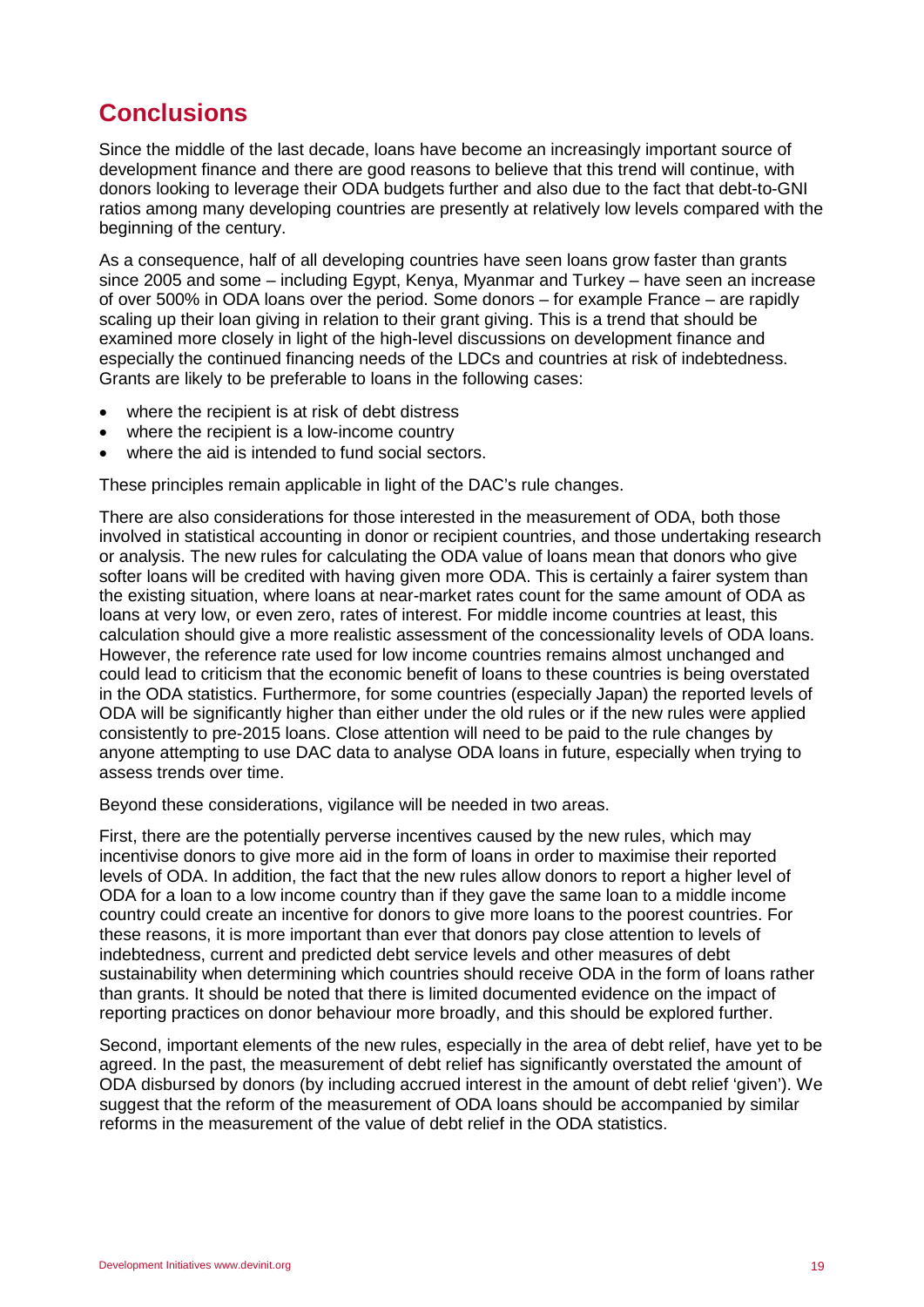## Conclusions

Since the middle of the last decade, loans have become an increasingly important source of development finance and there are good reasons to believe that this trend will continue, with donors looking to leverage their ODA budgets further and also due to the fact that debt-to-GNI ratios among many developing countries are presently at relatively low levels compared with the beginning of the century.

As a consequence, half of all developing countries have seen loans grow faster than grants since 2005 and some – including Egypt, Kenya, Myanmar and Turkey – have seen an increase of over 500% in ODA loans over the period. Some donors – for example France – are rapidly scaling up their loan giving in relation to their grant giving. This is a trend that should be examined more closely in light of the high-level discussions on development finance and especially the continued financing needs of the LDCs and countries at risk of indebtedness. Grants are likely to be preferable to loans in the following cases:

- where the recipient is at risk of debt distress
- where the recipient is a low-income country
- where the aid is intended to fund social sectors.

These principles remain applicable in light of the DAC's rule changes.

There are also considerations for those interested in the measurement of ODA, both those involved in statistical accounting in donor or recipient countries, and those undertaking research or analysis. The new rules for calculating the ODA value of loans mean that donors who give softer loans will be credited with having given more ODA. This is certainly a fairer system than the existing situation, where loans at near-market rates count for the same amount of ODA as loans at very low, or even zero, rates of interest. For middle income countries at least, this calculation should give a more realistic assessment of the concessionality levels of ODA loans. However, the reference rate used for low income countries remains almost unchanged and could lead to criticism that the economic benefit of loans to these countries is being overstated in the ODA statistics. Furthermore, for some countries (especially Japan) the reported levels of ODA will be significantly higher than either under the old rules or if the new rules were applied consistently to pre-2015 loans. Close attention will need to be paid to the rule changes by anyone attempting to use DAC data to analyse ODA loans in future, especially when trying to assess trends over time.

Beyond these considerations, vigilance will be needed in two areas.

First, there are the potentially perverse incentives caused by the new rules, which may incentivise donors to give more aid in the form of loans in order to maximise their reported levels of ODA. In addition, the fact that the new rules allow donors to report a higher level of ODA for a loan to a low income country than if they gave the same loan to a middle income country could create an incentive for donors to give more loans to the poorest countries. For these reasons, it is more important than ever that donors pay close attention to levels of indebtedness, current and predicted debt service levels and other measures of debt sustainability when determining which countries should receive ODA in the form of loans rather than grants. It should be noted that there is limited documented evidence on the impact of reporting practices on donor behaviour more broadly, and this should be explored further.

Second, important elements of the new rules, especially in the area of debt relief, have yet to be agreed. In the past, the measurement of debt relief has significantly overstated the amount of ODA disbursed by donors (by including accrued interest in the amount of debt relief 'given'). We suggest that the reform of the measurement of ODA loans should be accompanied by similar reforms in the measurement of the value of debt relief in the ODA statistics.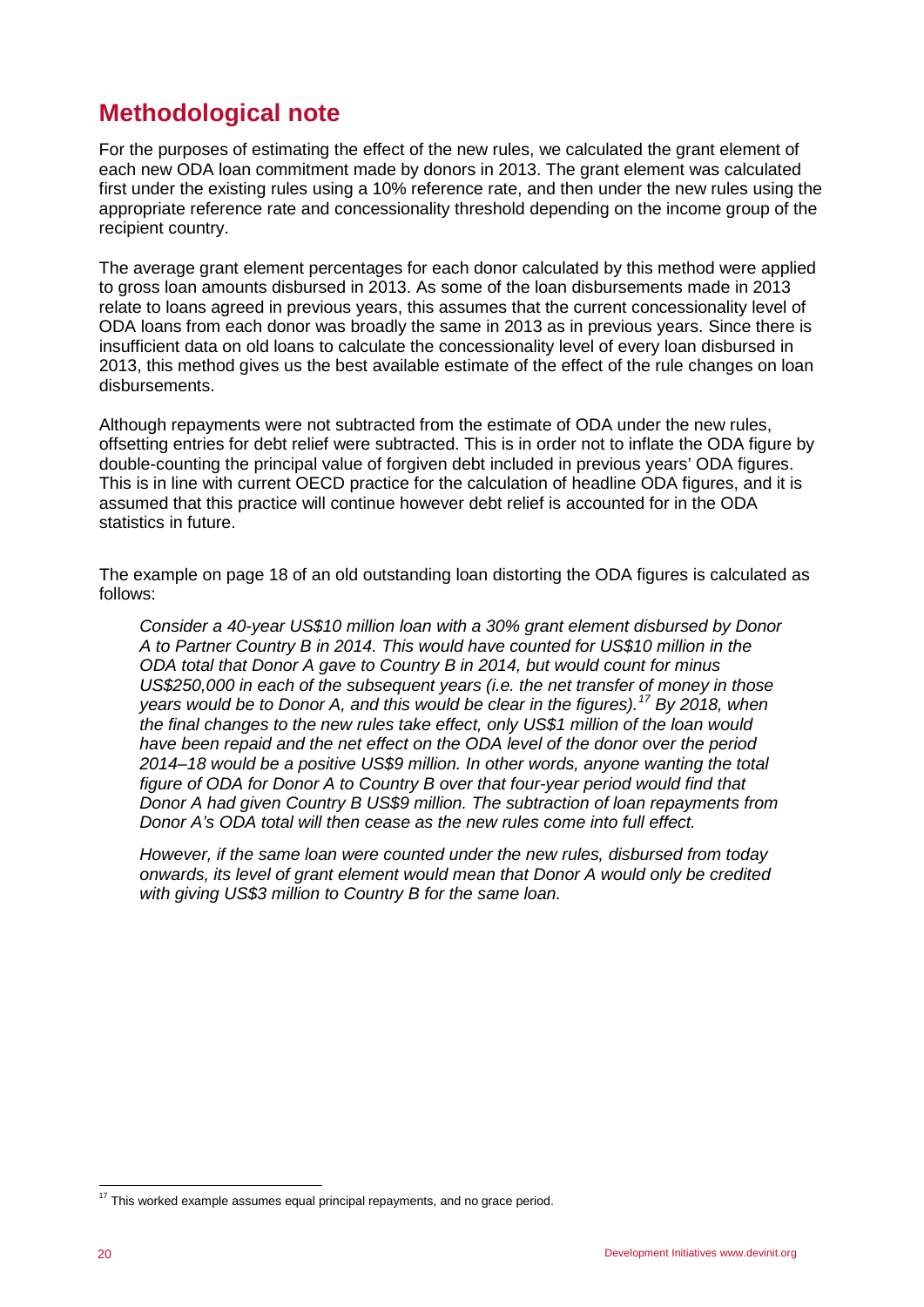## Methodological note

For the purposes of estimating the effect of the new rules, we calculated the grant element of each new ODA loan commitment made by donors in 2013. The grant element was calculated first under the existing rules using a 10% reference rate, and then under the new rules using the appropriate reference rate and concessionality threshold depending on the income group of the recipient country.

The average grant element percentages for each donor calculated by this method were applied to gross loan amounts disbursed in 2013. As some of the loan disbursements made in 2013 relate to loans agreed in previous years, this assumes that the current concessionality level of ODA loans from each donor was broadly the same in 2013 as in previous years. Since there is insufficient data on old loans to calculate the concessionality level of every loan disbursed in 2013, this method gives us the best available estimate of the effect of the rule changes on loan disbursements.

Although repayments were not subtracted from the estimate of ODA under the new rules, offsetting entries for debt relief were subtracted. This is in order not to inflate the ODA figure by double-counting the principal value of forgiven debt included in previous years' ODA figures. This is in line with current OECD practice for the calculation of headline ODA figures, and it is assumed that this practice will continue however debt relief is accounted for in the ODA statistics in future.

The example on page 18 of an old outstanding loan distorting the ODA figures is calculated as follows:

> *Consider a 40-year US$10 million loan with a 30% grant element disbursed by Donor A to Partner Country B in 2014. This would have counted for US$10 million in the ODA total that Donor A gave to Country B in 2014, but would count for minus US$250,000 in each of the subsequent years (i.e. the net transfer of money in those years would be to Donor A, and this would be clear in the figures).*[17] *By 2018, when the final changes to the new rules take effect, only US$1 million of the loan would have been repaid and the net effect on the ODA level of the donor over the period 2014–18 would be a positive US$9 million. In other words, anyone wanting the total figure of ODA for Donor A to Country B over that four-year period would find that Donor A had given Country B US$9 million. The subtraction of loan repayments from Donor A's ODA total will then cease as the new rules come into full effect.*
>
> *However, if the same loan were counted under the new rules, disbursed from today onwards, its level of grant element would mean that Donor A would only be credited with giving US$3 million to Country B for the same loan.*

[17] This worked example assumes equal principal repayments, and no grace period.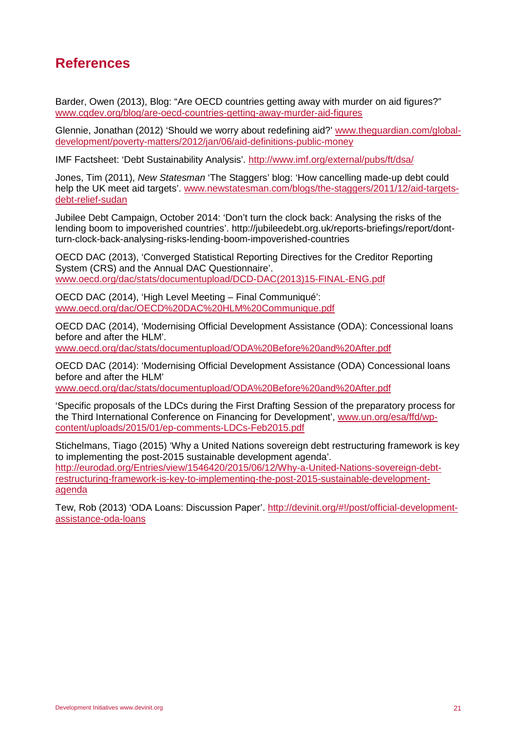## References

Barder, Owen (2013), Blog: "Are OECD countries getting away with murder on aid figures?" www.cgdev.org/blog/are-oecd-countries-getting-away-murder-aid-figures

Glennie, Jonathan (2012) 'Should we worry about redefining aid?' www.theguardian.com/global-development/poverty-matters/2012/jan/06/aid-definitions-public-money

IMF Factsheet: 'Debt Sustainability Analysis'. http://www.imf.org/external/pubs/ft/dsa/

Jones, Tim (2011), *New Statesman* 'The Staggers' blog: 'How cancelling made-up debt could help the UK meet aid targets'. www.newstatesman.com/blogs/the-staggers/2011/12/aid-targets-debt-relief-sudan

Jubilee Debt Campaign, October 2014: 'Don't turn the clock back: Analysing the risks of the lending boom to impoverished countries'. http://jubileedebt.org.uk/reports-briefings/report/dont-turn-clock-back-analysing-risks-lending-boom-impoverished-countries

OECD DAC (2013), 'Converged Statistical Reporting Directives for the Creditor Reporting System (CRS) and the Annual DAC Questionnaire'. www.oecd.org/dac/stats/documentupload/DCD-DAC(2013)15-FINAL-ENG.pdf

OECD DAC (2014), 'High Level Meeting – Final Communiqué': www.oecd.org/dac/OECD%20DAC%20HLM%20Communique.pdf

OECD DAC (2014), 'Modernising Official Development Assistance (ODA): Concessional loans before and after the HLM'. www.oecd.org/dac/stats/documentupload/ODA%20Before%20and%20After.pdf

OECD DAC (2014): 'Modernising Official Development Assistance (ODA) Concessional loans before and after the HLM' www.oecd.org/dac/stats/documentupload/ODA%20Before%20and%20After.pdf

'Specific proposals of the LDCs during the First Drafting Session of the preparatory process for the Third International Conference on Financing for Development', www.un.org/esa/ffd/wp-content/uploads/2015/01/ep-comments-LDCs-Feb2015.pdf

Stichelmans, Tiago (2015) 'Why a United Nations sovereign debt restructuring framework is key to implementing the post-2015 sustainable development agenda'. http://eurodad.org/Entries/view/1546420/2015/06/12/Why-a-United-Nations-sovereign-debt-restructuring-framework-is-key-to-implementing-the-post-2015-sustainable-development-agenda

Tew, Rob (2013) 'ODA Loans: Discussion Paper'. http://devinit.org/#!/post/official-development-assistance-oda-loans